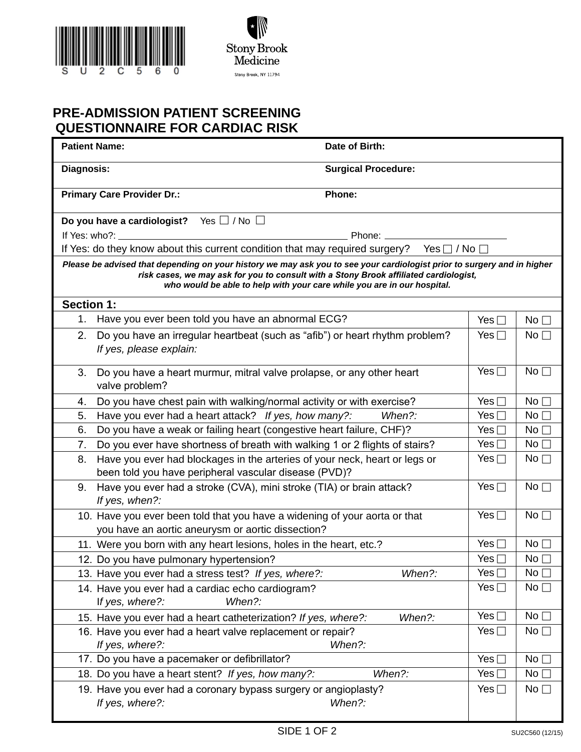SU2C560

Stony Brook Medicine

Stony Brook, NY 11794

# PRE-ADMISSION PATIENT SCREENING QUESTIONNAIRE FOR CARDIAC RISK

| | |
|---|---|
| **Patient Name:** | **Date of Birth:** |
| **Diagnosis:** | **Surgical Procedure:** |
| **Primary Care Provider Dr.:** | **Phone:** |

**Do you have a cardiologist?** Yes ☐ / No ☐

If Yes: who?: ______________________ Phone: ______________

If Yes: do they know about this current condition that may required surgery? Yes ☐ / No ☐

***Please be advised that depending on your history we may ask you to see your cardiologist prior to surgery and in higher risk cases, we may ask for you to consult with a Stony Brook affiliated cardiologist, who would be able to help with your care while you are in our hospital.***

## Section 1:

| Question | Yes | No |
|---|---|---|
| 1. Have you ever been told you have an abnormal ECG? | Yes ☐ | No ☐ |
| 2. Do you have an irregular heartbeat (such as "afib") or heart rhythm problem? *If yes, please explain:* | Yes ☐ | No ☐ |
| 3. Do you have a heart murmur, mitral valve prolapse, or any other heart valve problem? | Yes ☐ | No ☐ |
| 4. Do you have chest pain with walking/normal activity or with exercise? | Yes ☐ | No ☐ |
| 5. Have you ever had a heart attack? *If yes, how many?: When?:* | Yes ☐ | No ☐ |
| 6. Do you have a weak or failing heart (congestive heart failure, CHF)? | Yes ☐ | No ☐ |
| 7. Do you ever have shortness of breath with walking 1 or 2 flights of stairs? | Yes ☐ | No ☐ |
| 8. Have you ever had blockages in the arteries of your neck, heart or legs or been told you have peripheral vascular disease (PVD)? | Yes ☐ | No ☐ |
| 9. Have you ever had a stroke (CVA), mini stroke (TIA) or brain attack? *If yes, when?:* | Yes ☐ | No ☐ |
| 10. Have you ever been told that you have a widening of your aorta or that you have an aortic aneurysm or aortic dissection? | Yes ☐ | No ☐ |
| 11. Were you born with any heart lesions, holes in the heart, etc.? | Yes ☐ | No ☐ |
| 12. Do you have pulmonary hypertension? | Yes ☐ | No ☐ |
| 13. Have you ever had a stress test? *If yes, where?: When?:* | Yes ☐ | No ☐ |
| 14. Have you ever had a cardiac echo cardiogram? *If yes, where?: When?:* | Yes ☐ | No ☐ |
| 15. Have you ever had a heart catheterization? *If yes, where?: When?:* | Yes ☐ | No ☐ |
| 16. Have you ever had a heart valve replacement or repair? *If yes, where?: When?:* | Yes ☐ | No ☐ |
| 17. Do you have a pacemaker or defibrillator? | Yes ☐ | No ☐ |
| 18. Do you have a heart stent? *If yes, how many?: When?:* | Yes ☐ | No ☐ |
| 19. Have you ever had a coronary bypass surgery or angioplasty? *If yes, where?: When?:* | Yes ☐ | No ☐ |

SU2C560 (12/15)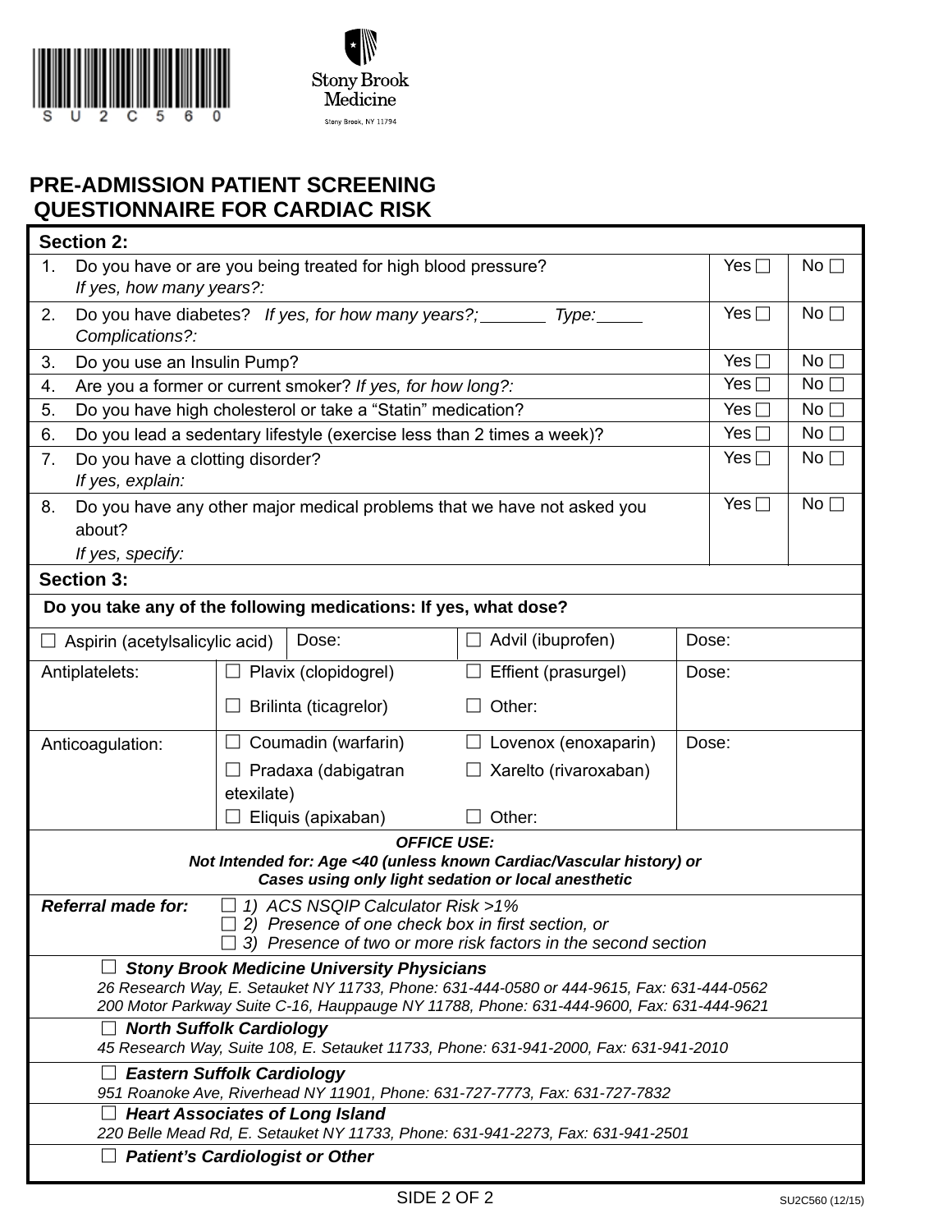Stony Brook Medicine

Stony Brook, NY 11794

# PRE-ADMISSION PATIENT SCREENING QUESTIONNAIRE FOR CARDIAC RISK

## Section 2:

| | | | |
|---|---|---|---|
| 1. | Do you have or are you being treated for high blood pressure? *If yes, how many years?:* | Yes ☐ | No ☐ |
| 2. | Do you have diabetes? *If yes, for how many years?; \_\_\_\_\_\_\_ Type: \_\_\_\_\_ Complications?:* | Yes ☐ | No ☐ |
| 3. | Do you use an Insulin Pump? | Yes ☐ | No ☐ |
| 4. | Are you a former or current smoker? *If yes, for how long?:* | Yes ☐ | No ☐ |
| 5. | Do you have high cholesterol or take a "Statin" medication? | Yes ☐ | No ☐ |
| 6. | Do you lead a sedentary lifestyle (exercise less than 2 times a week)? | Yes ☐ | No ☐ |
| 7. | Do you have a clotting disorder? *If yes, explain:* | Yes ☐ | No ☐ |
| 8. | Do you have any other major medical problems that we have not asked you about? *If yes, specify:* | Yes ☐ | No ☐ |

## Section 3:

**Do you take any of the following medications: If yes, what dose?**

| | | | |
|---|---|---|---|
| ☐ Aspirin (acetylsalicylic acid) | Dose: | ☐ Advil (ibuprofen) | Dose: |
| Antiplatelets: | ☐ Plavix (clopidogrel)<br>☐ Brilinta (ticagrelor) | ☐ Effient (prasurgel)<br>☐ Other: | Dose: |
| Anticoagulation: | ☐ Coumadin (warfarin)<br>☐ Pradaxa (dabigatran etexilate)<br>☐ Eliquis (apixaban) | ☐ Lovenox (enoxaparin)<br>☐ Xarelto (rivaroxaban)<br>☐ Other: | Dose: |

***OFFICE USE:***
***Not Intended for: Age <40 (unless known Cardiac/Vascular history) or Cases using only light sedation or local anesthetic***

***Referral made for:***
- ☐ *1) ACS NSQIP Calculator Risk >1%*
- ☐ *2) Presence of one check box in first section, or*
- ☐ *3) Presence of two or more risk factors in the second section*

☐ ***Stony Brook Medicine University Physicians***
*26 Research Way, E. Setauket NY 11733, Phone: 631-444-0580 or 444-9615, Fax: 631-444-0562*
*200 Motor Parkway Suite C-16, Hauppauge NY 11788, Phone: 631-444-9600, Fax: 631-444-9621*

☐ ***North Suffolk Cardiology***
*45 Research Way, Suite 108, E. Setauket 11733, Phone: 631-941-2000, Fax: 631-941-2010*

☐ ***Eastern Suffolk Cardiology***
*951 Roanoke Ave, Riverhead NY 11901, Phone: 631-727-7773, Fax: 631-727-7832*

☐ ***Heart Associates of Long Island***
*220 Belle Mead Rd, E. Setauket NY 11733, Phone: 631-941-2273, Fax: 631-941-2501*

☐ ***Patient's Cardiologist or Other***

SU2C560 (12/15)